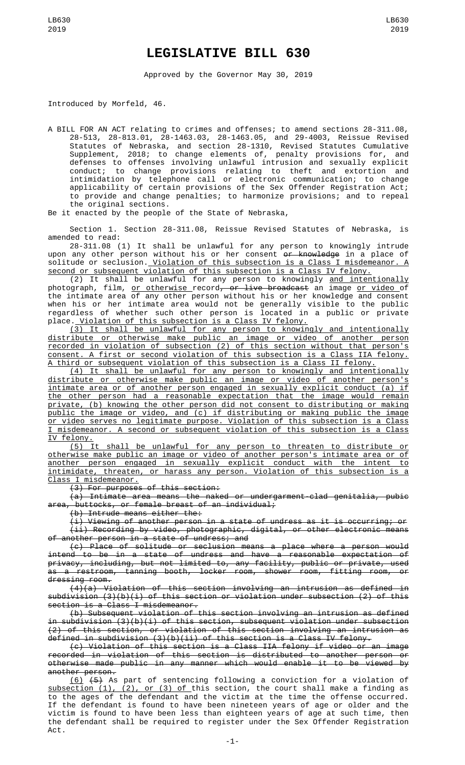# LEGISLATIVE BILL 630

Approved by the Governor May 30, 2019

Introduced by Morfeld, 46.

A BILL FOR AN ACT relating to crimes and offenses; to amend sections 28-311.08, 28-513, 28-813.01, 28-1463.03, 28-1463.05, and 29-4003, Reissue Revised Statutes of Nebraska, and section 28-1310, Revised Statutes Cumulative Supplement, 2018; to change elements of, penalty provisions for, and defenses to offenses involving unlawful intrusion and sexually explicit conduct; to change provisions relating to theft and extortion and intimidation by telephone call or electronic communication; to change applicability of certain provisions of the Sex Offender Registration Act; to provide and change penalties; to harmonize provisions; and to repeal the original sections.

Be it enacted by the people of the State of Nebraska,

Section 1. Section 28-311.08, Reissue Revised Statutes of Nebraska, is amended to read:

28-311.08 (1) It shall be unlawful for any person to knowingly intrude upon any other person without his or her consent or knowledge in a place of solitude or seclusion. Violation of this subsection is a Class I misdemeanor. A second or subsequent violation of this subsection is a Class IV felony.

(2) It shall be unlawful for any person to knowingly and intentionally photograph, film, or otherwise record, or live broadcast an image or video of the intimate area of any other person without his or her knowledge and consent when his or her intimate area would not be generally visible to the public regardless of whether such other person is located in a public or private place. Violation of this subsection is a Class IV felony.

(3) It shall be unlawful for any person to knowingly and intentionally distribute or otherwise make public an image or video of another person recorded in violation of subsection (2) of this section without that person's consent. A first or second violation of this subsection is a Class IIA felony. A third or subsequent violation of this subsection is a Class II felony.

(4) It shall be unlawful for any person to knowingly and intentionally distribute or otherwise make public an image or video of another person's intimate area or of another person engaged in sexually explicit conduct (a) if the other person had a reasonable expectation that the image would remain private, (b) knowing the other person did not consent to distributing or making public the image or video, and (c) if distributing or making public the image or video serves no legitimate purpose. Violation of this subsection is a Class I misdemeanor. A second or subsequent violation of this subsection is a Class IV felony.

(5) It shall be unlawful for any person to threaten to distribute or otherwise make public an image or video of another person's intimate area or of another person engaged in sexually explicit conduct with the intent to intimidate, threaten, or harass any person. Violation of this subsection is a Class I misdemeanor.

(3) For purposes of this section:

(a) Intimate area means the naked or undergarment-clad genitalia, pubic area, buttocks, or female breast of an individual;

(b) Intrude means either the:

(i) Viewing of another person in a state of undress as it is occurring; or

(ii) Recording by video, photographic, digital, or other electronic means of another person in a state of undress; and

(c) Place of solitude or seclusion means a place where a person would intend to be in a state of undress and have a reasonable expectation of privacy, including, but not limited to, any facility, public or private, used as a restroom, tanning booth, locker room, shower room, fitting room, or dressing room.

(4)(a) Violation of this section involving an intrusion as defined in subdivision (3)(b)(i) of this section or violation under subsection (2) of this section is a Class I misdemeanor.

(b) Subsequent violation of this section involving an intrusion as defined in subdivision (3)(b)(i) of this section, subsequent violation under subsection (2) of this section, or violation of this section involving an intrusion as defined in subdivision (3)(b)(ii) of this section is a Class IV felony.

(c) Violation of this section is a Class IIA felony if video or an image recorded in violation of this section is distributed to another person or otherwise made public in any manner which would enable it to be viewed by another person.

(6) (5) As part of sentencing following a conviction for a violation of subsection (1), (2), or (3) of this section, the court shall make a finding as to the ages of the defendant and the victim at the time the offense occurred. If the defendant is found to have been nineteen years of age or older and the victim is found to have been less than eighteen years of age at such time, then the defendant shall be required to register under the Sex Offender Registration Act.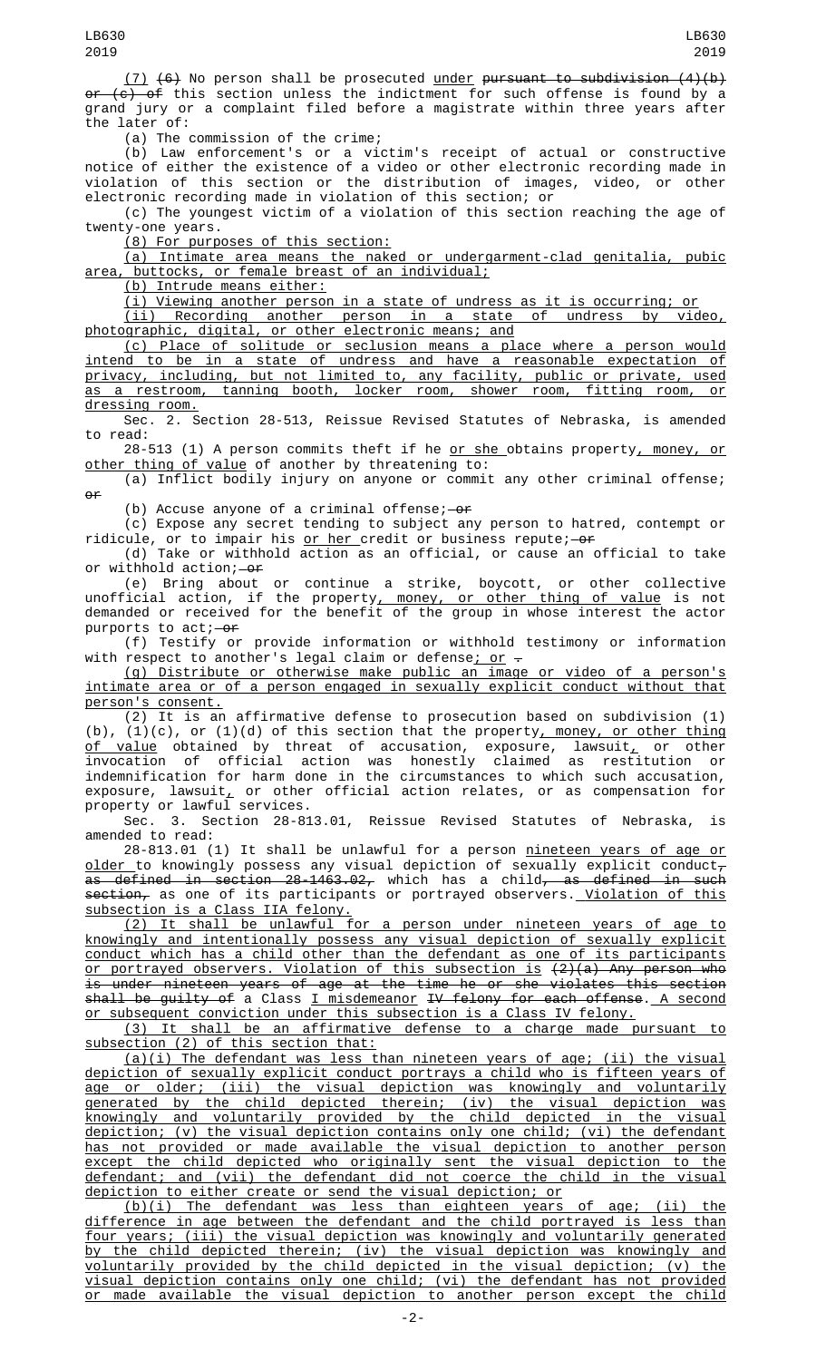(7) (6) No person shall be prosecuted under pursuant to subdivision (4)(b) or (c) of this section unless the indictment for such offense is found by a grand jury or a complaint filed before a magistrate within three years after the later of:

(a) The commission of the crime;

(b) Law enforcement's or a victim's receipt of actual or constructive notice of either the existence of a video or other electronic recording made in violation of this section or the distribution of images, video, or other electronic recording made in violation of this section; or

(c) The youngest victim of a violation of this section reaching the age of twenty-one years.

(8) For purposes of this section:

(a) Intimate area means the naked or undergarment-clad genitalia, pubic area, buttocks, or female breast of an individual;

(b) Intrude means either:

(i) Viewing another person in a state of undress as it is occurring; or

(ii) Recording another person in a state of undress by video, photographic, digital, or other electronic means; and

(c) Place of solitude or seclusion means a place where a person would intend to be in a state of undress and have a reasonable expectation of privacy, including, but not limited to, any facility, public or private, used as a restroom, tanning booth, locker room, shower room, fitting room, or dressing room.

Sec. 2. Section 28-513, Reissue Revised Statutes of Nebraska, is amended to read:

28-513 (1) A person commits theft if he or she obtains property, money, or other thing of value of another by threatening to:

(a) Inflict bodily injury on anyone or commit any other criminal offense; or

(b) Accuse anyone of a criminal offense; or

(c) Expose any secret tending to subject any person to hatred, contempt or ridicule, or to impair his or her credit or business repute; or

(d) Take or withhold action as an official, or cause an official to take or withhold action; or

(e) Bring about or continue a strike, boycott, or other collective unofficial action, if the property, money, or other thing of value is not demanded or received for the benefit of the group in whose interest the actor purports to act; or

(f) Testify or provide information or withhold testimony or information with respect to another's legal claim or defense; or .

(g) Distribute or otherwise make public an image or video of a person's intimate area or of a person engaged in sexually explicit conduct without that person's consent.

(2) It is an affirmative defense to prosecution based on subdivision (1)(b), (1)(c), or (1)(d) of this section that the property, money, or other thing of value obtained by threat of accusation, exposure, lawsuit, or other invocation of official action was honestly claimed as restitution or indemnification for harm done in the circumstances to which such accusation, exposure, lawsuit, or other official action relates, or as compensation for property or lawful services.

Sec. 3. Section 28-813.01, Reissue Revised Statutes of Nebraska, is amended to read:

28-813.01 (1) It shall be unlawful for a person nineteen years of age or older to knowingly possess any visual depiction of sexually explicit conduct, as defined in section 28-1463.02, which has a child, as defined in such section, as one of its participants or portrayed observers. Violation of this subsection is a Class IIA felony.

(2) It shall be unlawful for a person under nineteen years of age to knowingly and intentionally possess any visual depiction of sexually explicit conduct which has a child other than the defendant as one of its participants or portrayed observers. Violation of this subsection is (2)(a) Any person who is under nineteen years of age at the time he or she violates this section shall be guilty of a Class I misdemeanor IV felony for each offense. A second or subsequent conviction under this subsection is a Class IV felony.

(3) It shall be an affirmative defense to a charge made pursuant to subsection (2) of this section that:

(a)(i) The defendant was less than nineteen years of age; (ii) the visual depiction of sexually explicit conduct portrays a child who is fifteen years of age or older; (iii) the visual depiction was knowingly and voluntarily generated by the child depicted therein; (iv) the visual depiction was knowingly and voluntarily provided by the child depicted in the visual depiction; (v) the visual depiction contains only one child; (vi) the defendant has not provided or made available the visual depiction to another person except the child depicted who originally sent the visual depiction to the defendant; and (vii) the defendant did not coerce the child in the visual depiction to either create or send the visual depiction; or

(b)(i) The defendant was less than eighteen years of age; (ii) the difference in age between the defendant and the child portrayed is less than four years; (iii) the visual depiction was knowingly and voluntarily generated by the child depicted therein; (iv) the visual depiction was knowingly and voluntarily provided by the child depicted in the visual depiction; (v) the visual depiction contains only one child; (vi) the defendant has not provided or made available the visual depiction to another person except the child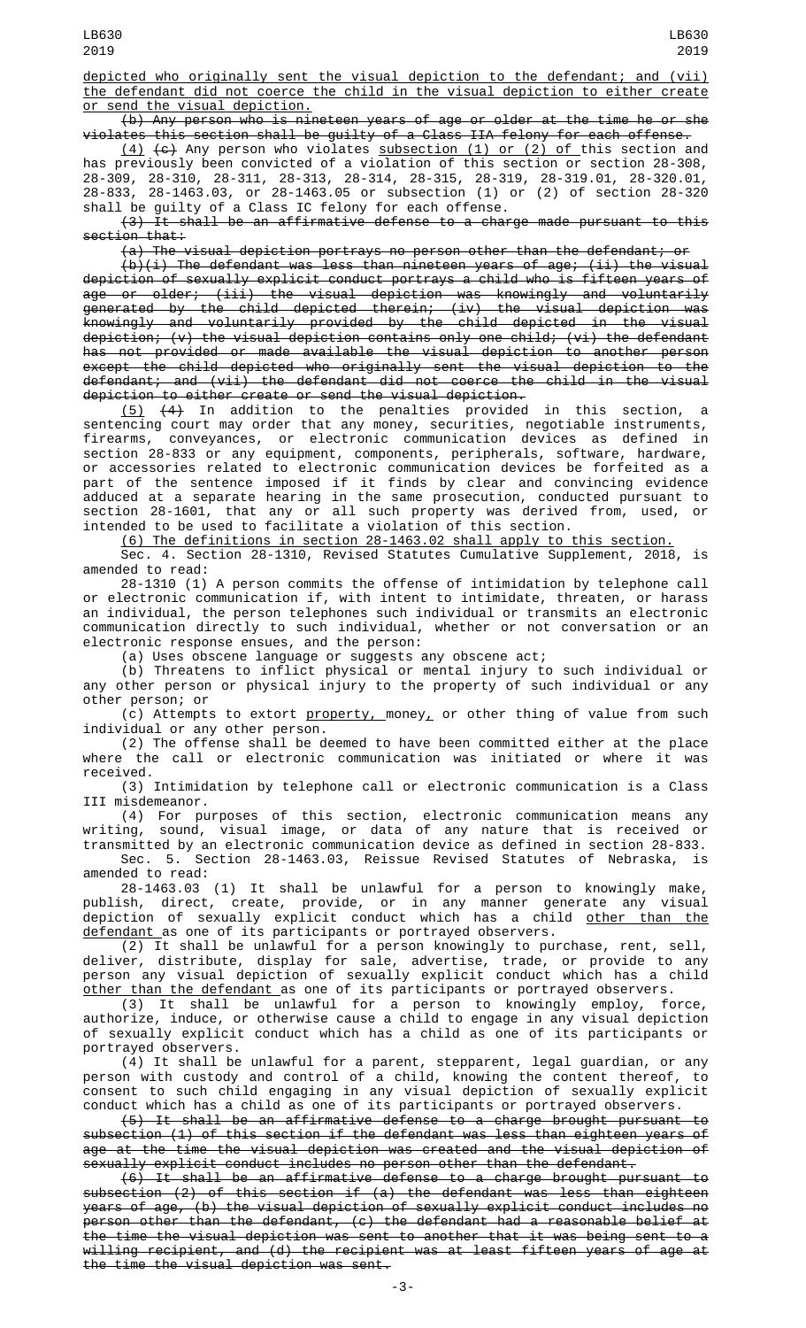depicted who originally sent the visual depiction to the defendant; and (vii) the defendant did not coerce the child in the visual depiction to either create or send the visual depiction.

~~(b) Any person who is nineteen years of age or older at the time he or she violates this section shall be guilty of a Class IIA felony for each offense.~~

(4) ~~(c)~~ Any person who violates subsection (1) or (2) of this section and has previously been convicted of a violation of this section or section 28-308, 28-309, 28-310, 28-311, 28-313, 28-314, 28-315, 28-319, 28-319.01, 28-320.01, 28-833, 28-1463.03, or 28-1463.05 or subsection (1) or (2) of section 28-320 shall be guilty of a Class IC felony for each offense.

~~(3) It shall be an affirmative defense to a charge made pursuant to this section that:~~

~~(a) The visual depiction portrays no person other than the defendant; or~~

~~(b)(i) The defendant was less than nineteen years of age; (ii) the visual depiction of sexually explicit conduct portrays a child who is fifteen years of age or older; (iii) the visual depiction was knowingly and voluntarily generated by the child depicted therein; (iv) the visual depiction was knowingly and voluntarily provided by the child depicted in the visual depiction; (v) the visual depiction contains only one child; (vi) the defendant has not provided or made available the visual depiction to another person except the child depicted who originally sent the visual depiction to the defendant; and (vii) the defendant did not coerce the child in the visual depiction to either create or send the visual depiction.~~

(5) ~~(4)~~ In addition to the penalties provided in this section, a sentencing court may order that any money, securities, negotiable instruments, firearms, conveyances, or electronic communication devices as defined in section 28-833 or any equipment, components, peripherals, software, hardware, or accessories related to electronic communication devices be forfeited as a part of the sentence imposed if it finds by clear and convincing evidence adduced at a separate hearing in the same prosecution, conducted pursuant to section 28-1601, that any or all such property was derived from, used, or intended to be used to facilitate a violation of this section.

(6) The definitions in section 28-1463.02 shall apply to this section.

Sec. 4. Section 28-1310, Revised Statutes Cumulative Supplement, 2018, is amended to read:

28-1310 (1) A person commits the offense of intimidation by telephone call or electronic communication if, with intent to intimidate, threaten, or harass an individual, the person telephones such individual or transmits an electronic communication directly to such individual, whether or not conversation or an electronic response ensues, and the person:

(a) Uses obscene language or suggests any obscene act;

(b) Threatens to inflict physical or mental injury to such individual or any other person or physical injury to the property of such individual or any other person; or

(c) Attempts to extort property, money, or other thing of value from such individual or any other person.

(2) The offense shall be deemed to have been committed either at the place where the call or electronic communication was initiated or where it was received.

(3) Intimidation by telephone call or electronic communication is a Class III misdemeanor.

(4) For purposes of this section, electronic communication means any writing, sound, visual image, or data of any nature that is received or transmitted by an electronic communication device as defined in section 28-833.

Sec. 5. Section 28-1463.03, Reissue Revised Statutes of Nebraska, is amended to read:

28-1463.03 (1) It shall be unlawful for a person to knowingly make, publish, direct, create, provide, or in any manner generate any visual depiction of sexually explicit conduct which has a child other than the defendant as one of its participants or portrayed observers.

(2) It shall be unlawful for a person knowingly to purchase, rent, sell, deliver, distribute, display for sale, advertise, trade, or provide to any person any visual depiction of sexually explicit conduct which has a child other than the defendant as one of its participants or portrayed observers.

(3) It shall be unlawful for a person to knowingly employ, force, authorize, induce, or otherwise cause a child to engage in any visual depiction of sexually explicit conduct which has a child as one of its participants or portrayed observers.

(4) It shall be unlawful for a parent, stepparent, legal guardian, or any person with custody and control of a child, knowing the content thereof, to consent to such child engaging in any visual depiction of sexually explicit conduct which has a child as one of its participants or portrayed observers.

~~(5) It shall be an affirmative defense to a charge brought pursuant to subsection (1) of this section if the defendant was less than eighteen years of age at the time the visual depiction was created and the visual depiction of sexually explicit conduct includes no person other than the defendant.~~

~~(6) It shall be an affirmative defense to a charge brought pursuant to subsection (2) of this section if (a) the defendant was less than eighteen years of age, (b) the visual depiction of sexually explicit conduct includes no person other than the defendant, (c) the defendant had a reasonable belief at the time the visual depiction was sent to another that it was being sent to a willing recipient, and (d) the recipient was at least fifteen years of age at the time the visual depiction was sent.~~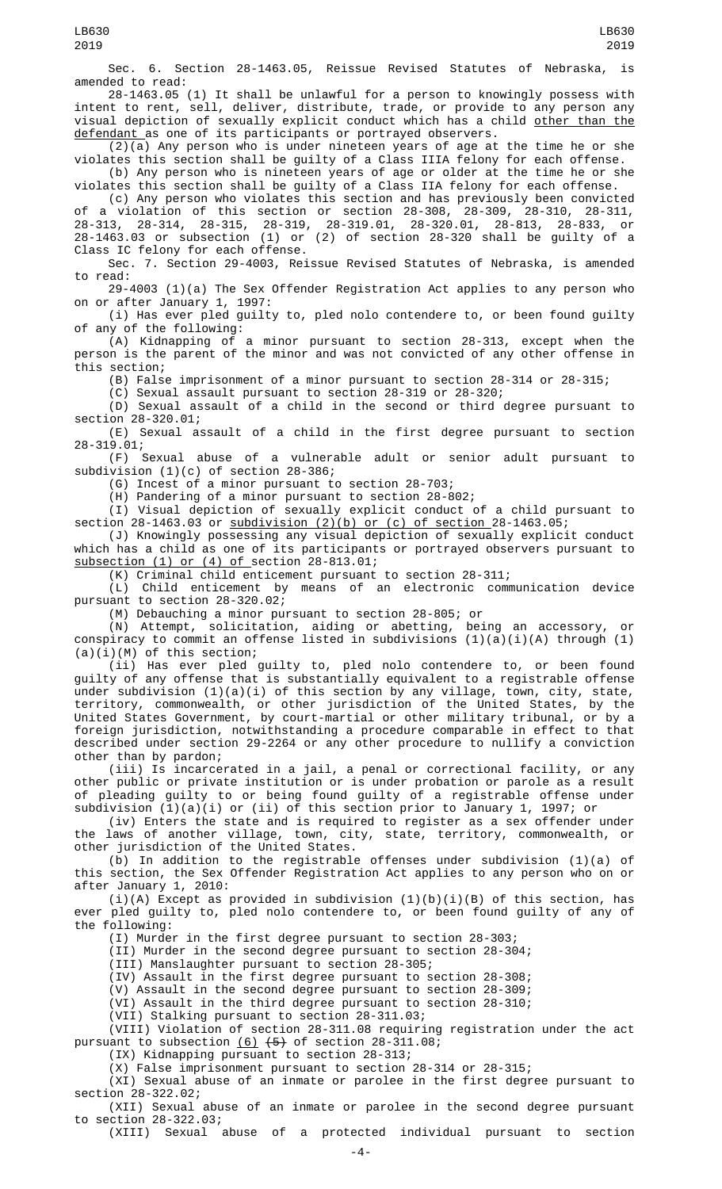Sec. 6. Section 28-1463.05, Reissue Revised Statutes of Nebraska, is amended to read:

28-1463.05 (1) It shall be unlawful for a person to knowingly possess with intent to rent, sell, deliver, distribute, trade, or provide to any person any visual depiction of sexually explicit conduct which has a child other than the defendant as one of its participants or portrayed observers.

(2)(a) Any person who is under nineteen years of age at the time he or she violates this section shall be guilty of a Class IIIA felony for each offense.

(b) Any person who is nineteen years of age or older at the time he or she violates this section shall be guilty of a Class IIA felony for each offense.

(c) Any person who violates this section and has previously been convicted of a violation of this section or section 28-308, 28-309, 28-310, 28-311, 28-313, 28-314, 28-315, 28-319, 28-319.01, 28-320.01, 28-813, 28-833, or 28-1463.03 or subsection (1) or (2) of section 28-320 shall be guilty of a Class IC felony for each offense.

Sec. 7. Section 29-4003, Reissue Revised Statutes of Nebraska, is amended to read:

29-4003 (1)(a) The Sex Offender Registration Act applies to any person who on or after January 1, 1997:

(i) Has ever pled guilty to, pled nolo contendere to, or been found guilty of any of the following:

(A) Kidnapping of a minor pursuant to section 28-313, except when the person is the parent of the minor and was not convicted of any other offense in this section;

(B) False imprisonment of a minor pursuant to section 28-314 or 28-315;

(C) Sexual assault pursuant to section 28-319 or 28-320;

(D) Sexual assault of a child in the second or third degree pursuant to section 28-320.01;

(E) Sexual assault of a child in the first degree pursuant to section 28-319.01;

(F) Sexual abuse of a vulnerable adult or senior adult pursuant to subdivision (1)(c) of section 28-386;

(G) Incest of a minor pursuant to section 28-703;

(H) Pandering of a minor pursuant to section 28-802;

(I) Visual depiction of sexually explicit conduct of a child pursuant to section 28-1463.03 or subdivision (2)(b) or (c) of section 28-1463.05;

(J) Knowingly possessing any visual depiction of sexually explicit conduct which has a child as one of its participants or portrayed observers pursuant to subsection (1) or (4) of section 28-813.01;

(K) Criminal child enticement pursuant to section 28-311;

(L) Child enticement by means of an electronic communication device pursuant to section 28-320.02;

(M) Debauching a minor pursuant to section 28-805; or

(N) Attempt, solicitation, aiding or abetting, being an accessory, or conspiracy to commit an offense listed in subdivisions (1)(a)(i)(A) through (1)(a)(i)(M) of this section;

(ii) Has ever pled guilty to, pled nolo contendere to, or been found guilty of any offense that is substantially equivalent to a registrable offense under subdivision (1)(a)(i) of this section by any village, town, city, state, territory, commonwealth, or other jurisdiction of the United States, by the United States Government, by court-martial or other military tribunal, or by a foreign jurisdiction, notwithstanding a procedure comparable in effect to that described under section 29-2264 or any other procedure to nullify a conviction other than by pardon;

(iii) Is incarcerated in a jail, a penal or correctional facility, or any other public or private institution or is under probation or parole as a result of pleading guilty to or being found guilty of a registrable offense under subdivision (1)(a)(i) or (ii) of this section prior to January 1, 1997; or

(iv) Enters the state and is required to register as a sex offender under the laws of another village, town, city, state, territory, commonwealth, or other jurisdiction of the United States.

(b) In addition to the registrable offenses under subdivision (1)(a) of this section, the Sex Offender Registration Act applies to any person who on or after January 1, 2010:

(i)(A) Except as provided in subdivision (1)(b)(i)(B) of this section, has ever pled guilty to, pled nolo contendere to, or been found guilty of any of the following:

(I) Murder in the first degree pursuant to section 28-303;

(II) Murder in the second degree pursuant to section 28-304;

(III) Manslaughter pursuant to section 28-305;

(IV) Assault in the first degree pursuant to section 28-308;

(V) Assault in the second degree pursuant to section 28-309;

(VI) Assault in the third degree pursuant to section 28-310;

(VII) Stalking pursuant to section 28-311.03;

(VIII) Violation of section 28-311.08 requiring registration under the act pursuant to subsection (6) ~~(5)~~ of section 28-311.08;

(IX) Kidnapping pursuant to section 28-313;

(X) False imprisonment pursuant to section 28-314 or 28-315;

(XI) Sexual abuse of an inmate or parolee in the first degree pursuant to section 28-322.02;

(XII) Sexual abuse of an inmate or parolee in the second degree pursuant to section 28-322.03;

(XIII) Sexual abuse of a protected individual pursuant to section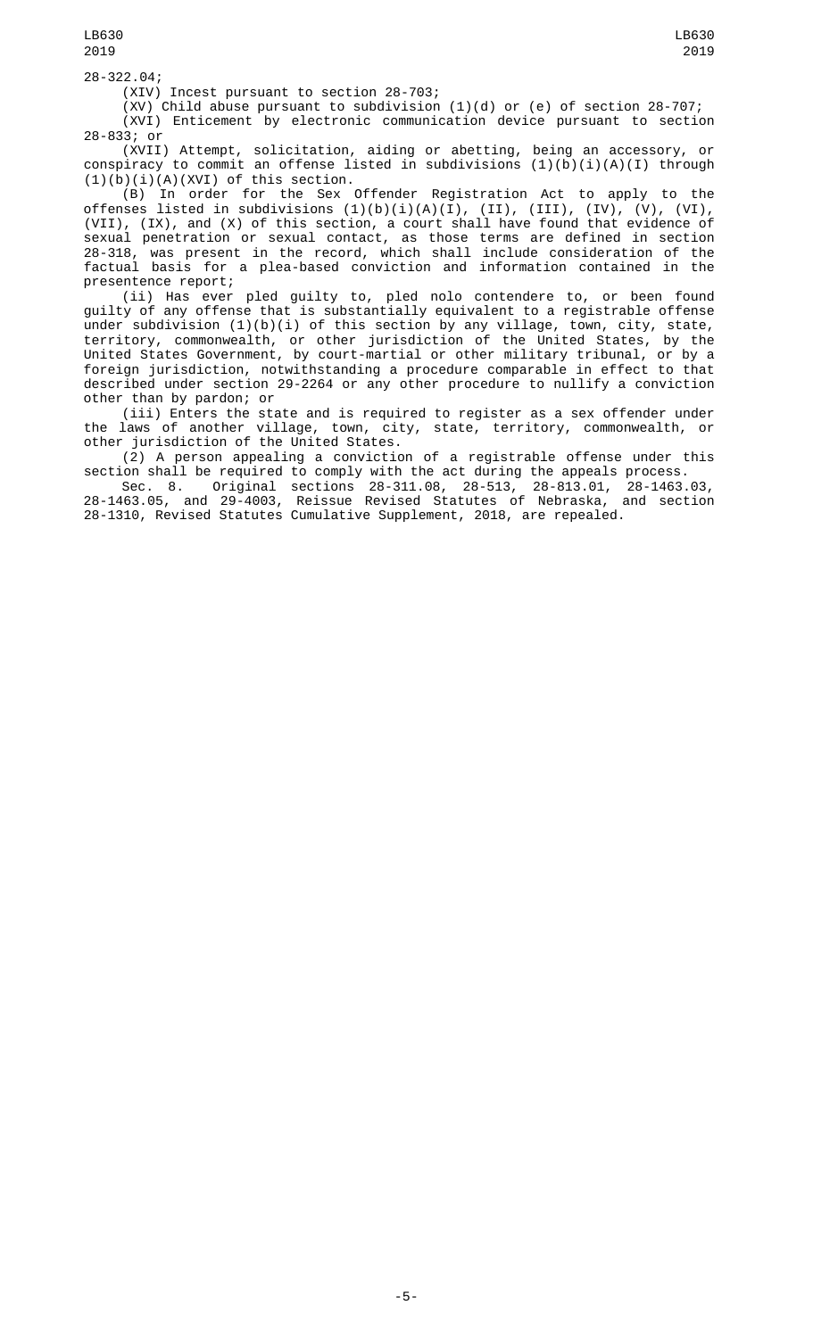28-322.04;

(XIV) Incest pursuant to section 28-703;

(XV) Child abuse pursuant to subdivision (1)(d) or (e) of section 28-707;

(XVI) Enticement by electronic communication device pursuant to section 28-833; or

(XVII) Attempt, solicitation, aiding or abetting, being an accessory, or conspiracy to commit an offense listed in subdivisions (1)(b)(i)(A)(I) through (1)(b)(i)(A)(XVI) of this section.

(B) In order for the Sex Offender Registration Act to apply to the offenses listed in subdivisions (1)(b)(i)(A)(I), (II), (III), (IV), (V), (VI), (VII), (IX), and (X) of this section, a court shall have found that evidence of sexual penetration or sexual contact, as those terms are defined in section 28-318, was present in the record, which shall include consideration of the factual basis for a plea-based conviction and information contained in the presentence report;

(ii) Has ever pled guilty to, pled nolo contendere to, or been found guilty of any offense that is substantially equivalent to a registrable offense under subdivision (1)(b)(i) of this section by any village, town, city, state, territory, commonwealth, or other jurisdiction of the United States, by the United States Government, by court-martial or other military tribunal, or by a foreign jurisdiction, notwithstanding a procedure comparable in effect to that described under section 29-2264 or any other procedure to nullify a conviction other than by pardon; or

(iii) Enters the state and is required to register as a sex offender under the laws of another village, town, city, state, territory, commonwealth, or other jurisdiction of the United States.

(2) A person appealing a conviction of a registrable offense under this section shall be required to comply with the act during the appeals process.

Sec. 8. Original sections 28-311.08, 28-513, 28-813.01, 28-1463.03, 28-1463.05, and 29-4003, Reissue Revised Statutes of Nebraska, and section 28-1310, Revised Statutes Cumulative Supplement, 2018, are repealed.